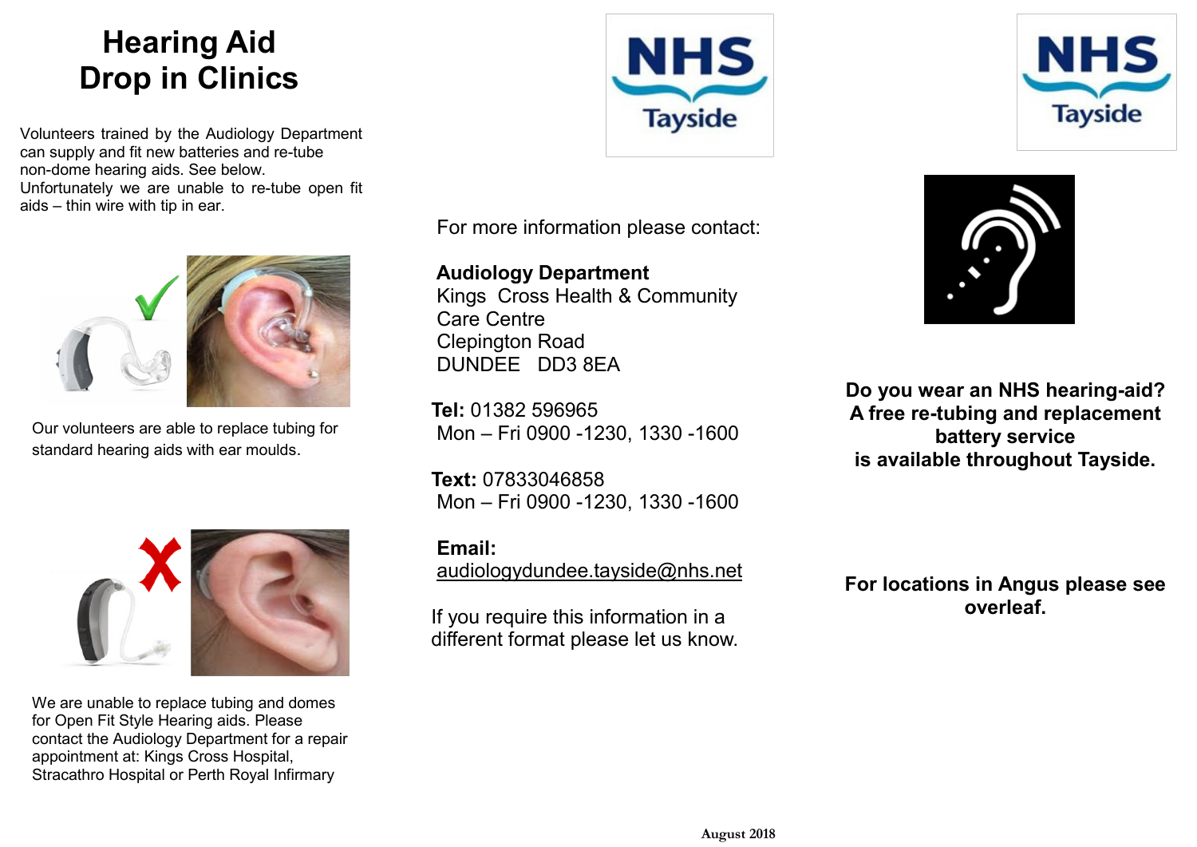# Hearing Aid Drop in Clinics

Volunteers trained by the Audiology Department can supply and fit new batteries and re-tube non-dome hearing aids. See below. Unfortunately we are unable to re-tube open fit aids – thin wire with tip in ear.

Our volunteers are able to replace tubing for standard hearing aids with ear moulds.

We are unable to replace tubing and domes for Open Fit Style Hearing aids. Please contact the Audiology Department for a repair appointment at: Kings Cross Hospital, Stracathro Hospital or Perth Royal Infirmary

NHS Tayside

For more information please contact:

**Audiology Department**
Kings Cross Health & Community Care Centre
Clepington Road
DUNDEE DD3 8EA

**Tel:** 01382 596965
Mon – Fri 0900 -1230, 1330 -1600

**Text:** 07833046858
Mon – Fri 0900 -1230, 1330 -1600

**Email:**
audiologydundee.tayside@nhs.net

If you require this information in a different format please let us know.

August 2018

NHS Tayside

**Do you wear an NHS hearing-aid? A free re-tubing and replacement battery service is available throughout Tayside.**

**For locations in Angus please see overleaf.**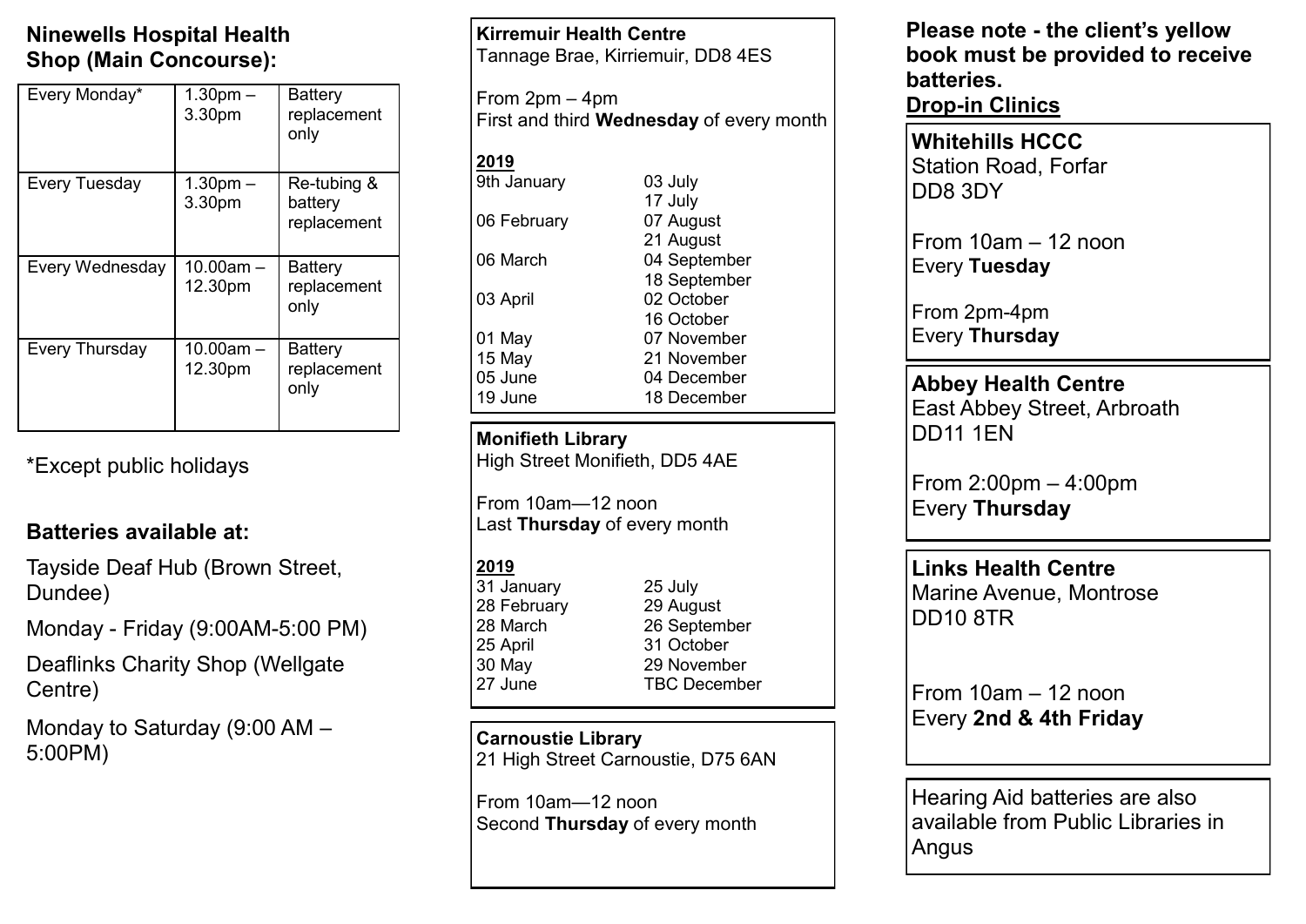## Ninewells Hospital Health Shop (Main Concourse):

| | | |
|---|---|---|
| Every Monday* | 1.30pm – 3.30pm | Battery replacement only |
| Every Tuesday | 1.30pm – 3.30pm | Re-tubing & battery replacement |
| Every Wednesday | 10.00am – 12.30pm | Battery replacement only |
| Every Thursday | 10.00am – 12.30pm | Battery replacement only |

*Except public holidays

### Batteries available at:

Tayside Deaf Hub (Brown Street, Dundee)

Monday - Friday (9:00AM-5:00 PM)

Deaflinks Charity Shop (Wellgate Centre)

Monday to Saturday (9:00 AM – 5:00PM)

**Kirremuir Health Centre**
Tannage Brae, Kirriemuir, DD8 4ES

From 2pm – 4pm
First and third **Wednesday** of every month

**2019**

| | |
|---|---|
| 9th January | 03 July |
| | 17 July |
| 06 February | 07 August |
| | 21 August |
| 06 March | 04 September |
| | 18 September |
| 03 April | 02 October |
| | 16 October |
| 01 May | 07 November |
| 15 May | 21 November |
| 05 June | 04 December |
| 19 June | 18 December |

**Monifieth Library**
High Street Monifieth, DD5 4AE

From 10am—12 noon
Last **Thursday** of every month

**2019**

| | |
|---|---|
| 31 January | 25 July |
| 28 February | 29 August |
| 28 March | 26 September |
| 25 April | 31 October |
| 30 May | 29 November |
| 27 June | TBC December |

**Carnoustie Library**
21 High Street Carnoustie, D75 6AN

From 10am—12 noon
Second **Thursday** of every month

**Please note - the client's yellow book must be provided to receive batteries.**

**Drop-in Clinics**

**Whitehills HCCC**
Station Road, Forfar
DD8 3DY

From 10am – 12 noon
Every **Tuesday**

From 2pm-4pm
Every **Thursday**

**Abbey Health Centre**
East Abbey Street, Arbroath
DD11 1EN

From 2:00pm – 4:00pm
Every **Thursday**

**Links Health Centre**
Marine Avenue, Montrose
DD10 8TR

From 10am – 12 noon
Every **2nd & 4th Friday**

Hearing Aid batteries are also available from Public Libraries in Angus